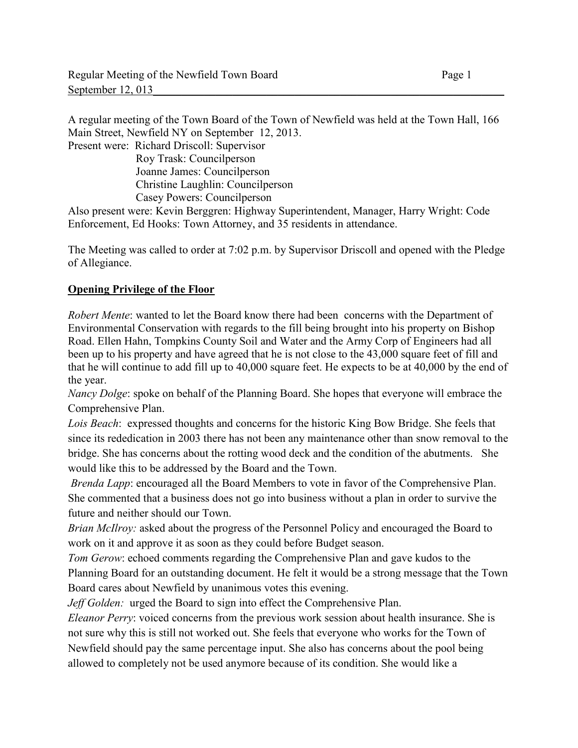A regular meeting of the Town Board of the Town of Newfield was held at the Town Hall, 166 Main Street, Newfield NY on September 12, 2013.

Present were: Richard Driscoll: Supervisor
Roy Trask: Councilperson
Joanne James: Councilperson
Christine Laughlin: Councilperson
Casey Powers: Councilperson

Also present were: Kevin Berggren: Highway Superintendent, Manager, Harry Wright: Code Enforcement, Ed Hooks: Town Attorney, and 35 residents in attendance.

The Meeting was called to order at 7:02 p.m. by Supervisor Driscoll and opened with the Pledge of Allegiance.

**Opening Privilege of the Floor**

*Robert Mente*: wanted to let the Board know there had been concerns with the Department of Environmental Conservation with regards to the fill being brought into his property on Bishop Road. Ellen Hahn, Tompkins County Soil and Water and the Army Corp of Engineers had all been up to his property and have agreed that he is not close to the 43,000 square feet of fill and that he will continue to add fill up to 40,000 square feet. He expects to be at 40,000 by the end of the year.

*Nancy Dolge*: spoke on behalf of the Planning Board. She hopes that everyone will embrace the Comprehensive Plan.

*Lois Beach*: expressed thoughts and concerns for the historic King Bow Bridge. She feels that since its rededication in 2003 there has not been any maintenance other than snow removal to the bridge. She has concerns about the rotting wood deck and the condition of the abutments. She would like this to be addressed by the Board and the Town.

*Brenda Lapp*: encouraged all the Board Members to vote in favor of the Comprehensive Plan. She commented that a business does not go into business without a plan in order to survive the future and neither should our Town.

*Brian McIlroy:* asked about the progress of the Personnel Policy and encouraged the Board to work on it and approve it as soon as they could before Budget season.

*Tom Gerow*: echoed comments regarding the Comprehensive Plan and gave kudos to the Planning Board for an outstanding document. He felt it would be a strong message that the Town Board cares about Newfield by unanimous votes this evening.

*Jeff Golden:* urged the Board to sign into effect the Comprehensive Plan.

*Eleanor Perry*: voiced concerns from the previous work session about health insurance. She is not sure why this is still not worked out. She feels that everyone who works for the Town of Newfield should pay the same percentage input. She also has concerns about the pool being allowed to completely not be used anymore because of its condition. She would like a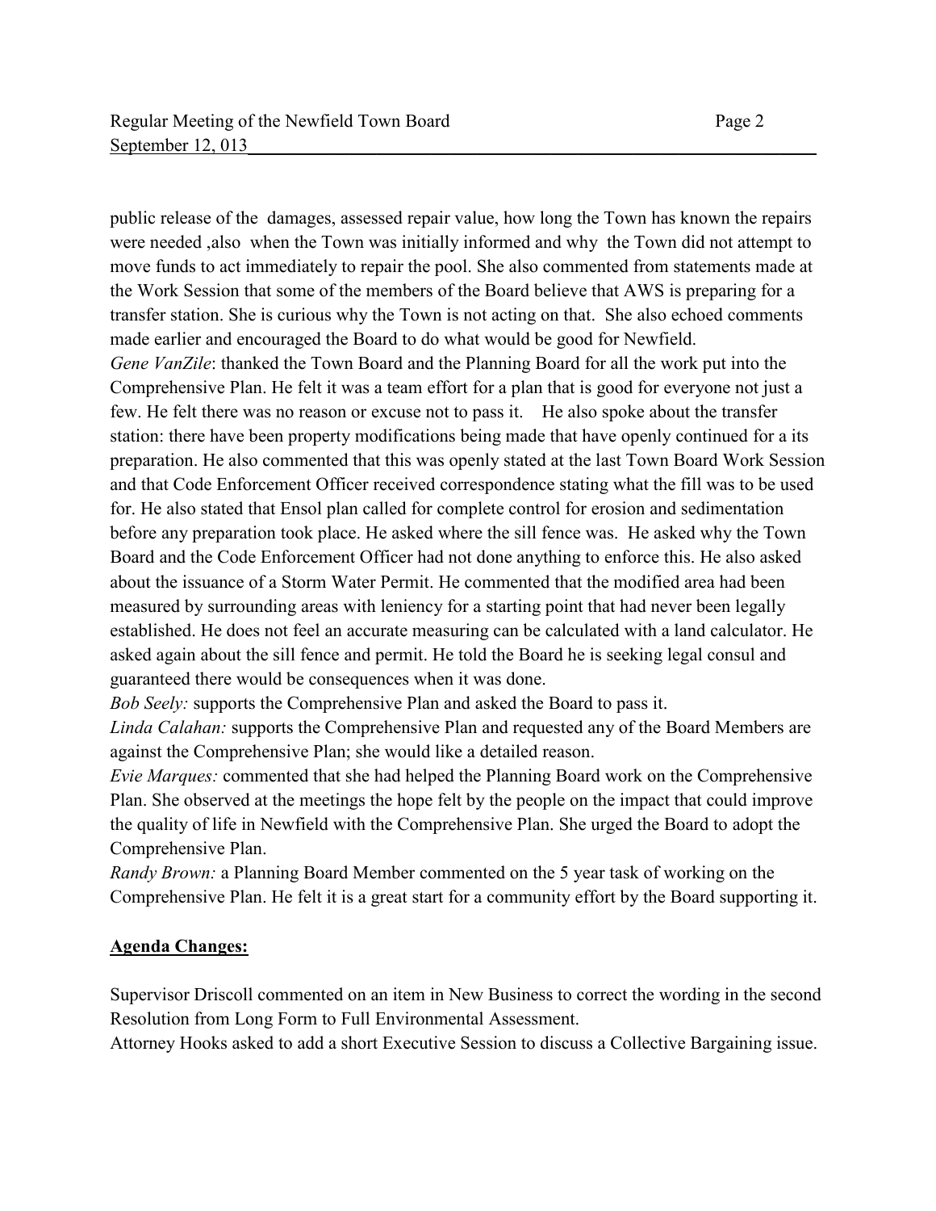public release of the damages, assessed repair value, how long the Town has known the repairs were needed ,also when the Town was initially informed and why the Town did not attempt to move funds to act immediately to repair the pool. She also commented from statements made at the Work Session that some of the members of the Board believe that AWS is preparing for a transfer station. She is curious why the Town is not acting on that. She also echoed comments made earlier and encouraged the Board to do what would be good for Newfield.

*Gene VanZile*: thanked the Town Board and the Planning Board for all the work put into the Comprehensive Plan. He felt it was a team effort for a plan that is good for everyone not just a few. He felt there was no reason or excuse not to pass it. He also spoke about the transfer station: there have been property modifications being made that have openly continued for a its preparation. He also commented that this was openly stated at the last Town Board Work Session and that Code Enforcement Officer received correspondence stating what the fill was to be used for. He also stated that Ensol plan called for complete control for erosion and sedimentation before any preparation took place. He asked where the sill fence was. He asked why the Town Board and the Code Enforcement Officer had not done anything to enforce this. He also asked about the issuance of a Storm Water Permit. He commented that the modified area had been measured by surrounding areas with leniency for a starting point that had never been legally established. He does not feel an accurate measuring can be calculated with a land calculator. He asked again about the sill fence and permit. He told the Board he is seeking legal consul and guaranteed there would be consequences when it was done.

*Bob Seely:* supports the Comprehensive Plan and asked the Board to pass it.

*Linda Calahan:* supports the Comprehensive Plan and requested any of the Board Members are against the Comprehensive Plan; she would like a detailed reason.

*Evie Marques:* commented that she had helped the Planning Board work on the Comprehensive Plan. She observed at the meetings the hope felt by the people on the impact that could improve the quality of life in Newfield with the Comprehensive Plan. She urged the Board to adopt the Comprehensive Plan.

*Randy Brown:* a Planning Board Member commented on the 5 year task of working on the Comprehensive Plan. He felt it is a great start for a community effort by the Board supporting it.

**Agenda Changes:**

Supervisor Driscoll commented on an item in New Business to correct the wording in the second Resolution from Long Form to Full Environmental Assessment.

Attorney Hooks asked to add a short Executive Session to discuss a Collective Bargaining issue.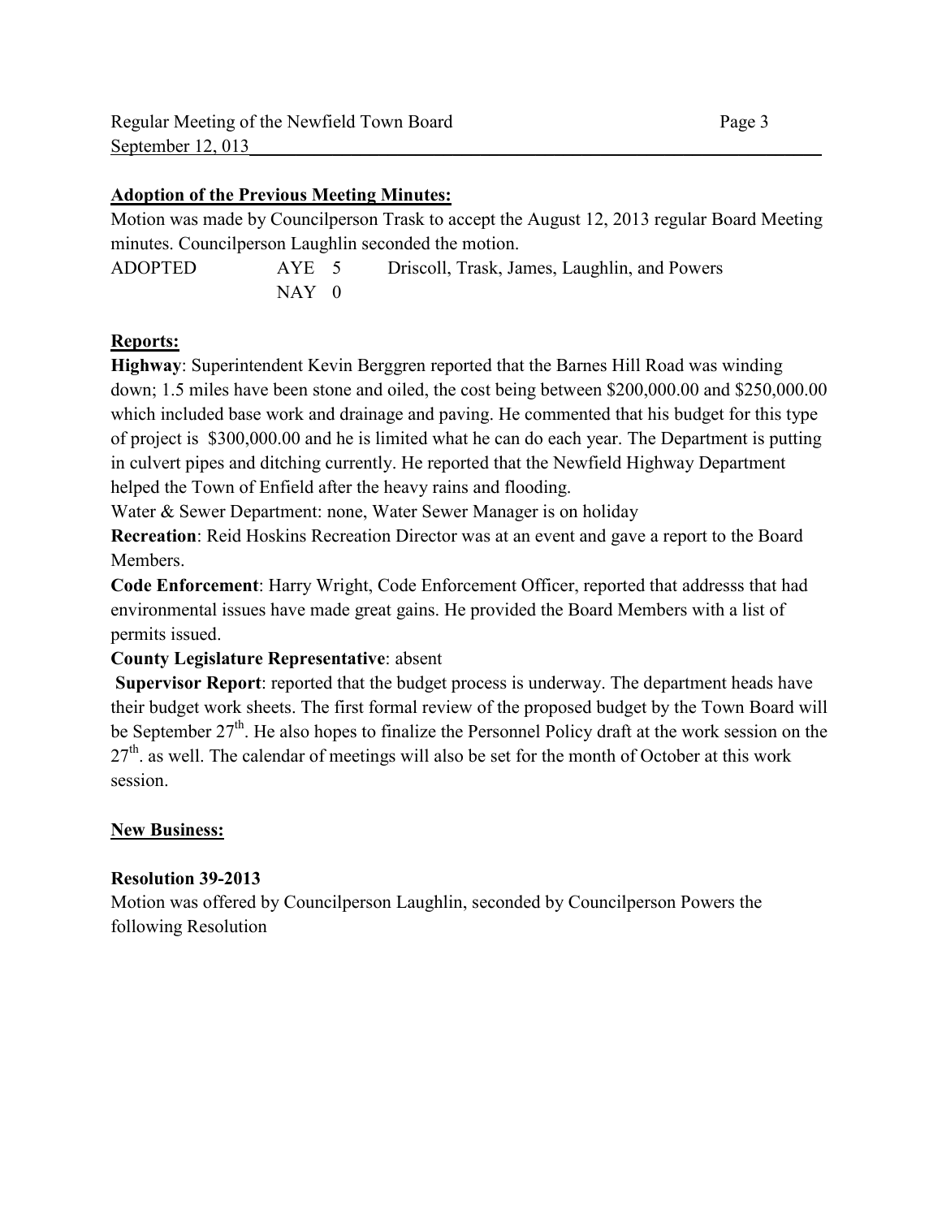## Adoption of the Previous Meeting Minutes:

Motion was made by Councilperson Trask to accept the August 12, 2013 regular Board Meeting minutes. Councilperson Laughlin seconded the motion.

| ADOPTED | AYE 5 | Driscoll, Trask, James, Laughlin, and Powers |
|---|---|---|
| | NAY 0 | |

## Reports:

**Highway**: Superintendent Kevin Berggren reported that the Barnes Hill Road was winding down; 1.5 miles have been stone and oiled, the cost being between $200,000.00 and $250,000.00 which included base work and drainage and paving. He commented that his budget for this type of project is $300,000.00 and he is limited what he can do each year. The Department is putting in culvert pipes and ditching currently. He reported that the Newfield Highway Department helped the Town of Enfield after the heavy rains and flooding.

Water & Sewer Department: none, Water Sewer Manager is on holiday

**Recreation**: Reid Hoskins Recreation Director was at an event and gave a report to the Board Members.

**Code Enforcement**: Harry Wright, Code Enforcement Officer, reported that addresss that had environmental issues have made great gains. He provided the Board Members with a list of permits issued.

**County Legislature Representative**: absent

**Supervisor Report**: reported that the budget process is underway. The department heads have their budget work sheets. The first formal review of the proposed budget by the Town Board will be September 27th. He also hopes to finalize the Personnel Policy draft at the work session on the 27th. as well. The calendar of meetings will also be set for the month of October at this work session.

## New Business:

**Resolution 39-2013**

Motion was offered by Councilperson Laughlin, seconded by Councilperson Powers the following Resolution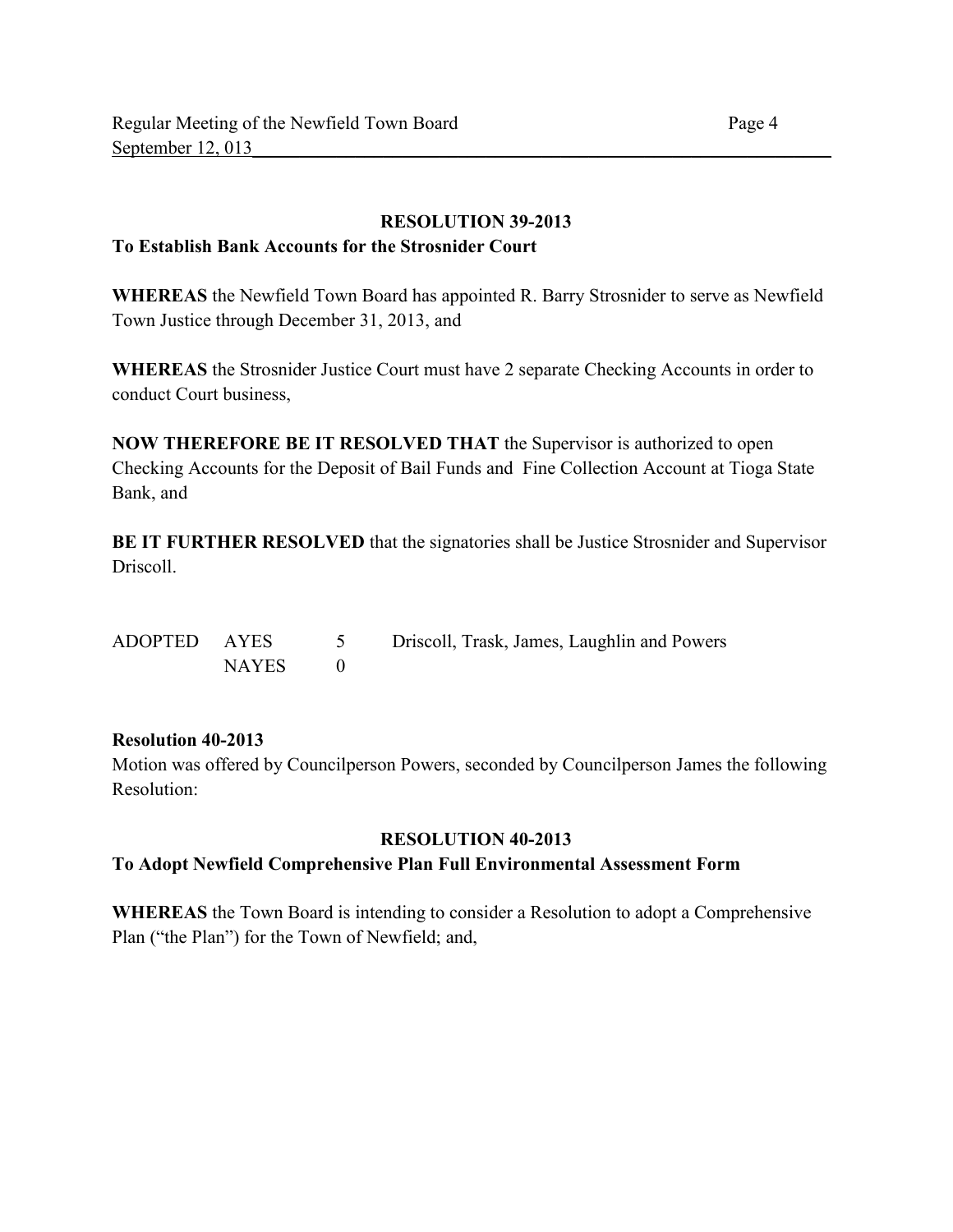**RESOLUTION 39-2013**

**To Establish Bank Accounts for the Strosnider Court**

**WHEREAS** the Newfield Town Board has appointed R. Barry Strosnider to serve as Newfield Town Justice through December 31, 2013, and

**WHEREAS** the Strosnider Justice Court must have 2 separate Checking Accounts in order to conduct Court business,

**NOW THEREFORE BE IT RESOLVED THAT** the Supervisor is authorized to open Checking Accounts for the Deposit of Bail Funds and Fine Collection Account at Tioga State Bank, and

**BE IT FURTHER RESOLVED** that the signatories shall be Justice Strosnider and Supervisor Driscoll.

| ADOPTED | AYES | 5 | Driscoll, Trask, James, Laughlin and Powers |
|---|---|---|---|
| | NAYES | 0 | |

**Resolution 40-2013**

Motion was offered by Councilperson Powers, seconded by Councilperson James the following Resolution:

**RESOLUTION 40-2013**

**To Adopt Newfield Comprehensive Plan Full Environmental Assessment Form**

**WHEREAS** the Town Board is intending to consider a Resolution to adopt a Comprehensive Plan ("the Plan") for the Town of Newfield; and,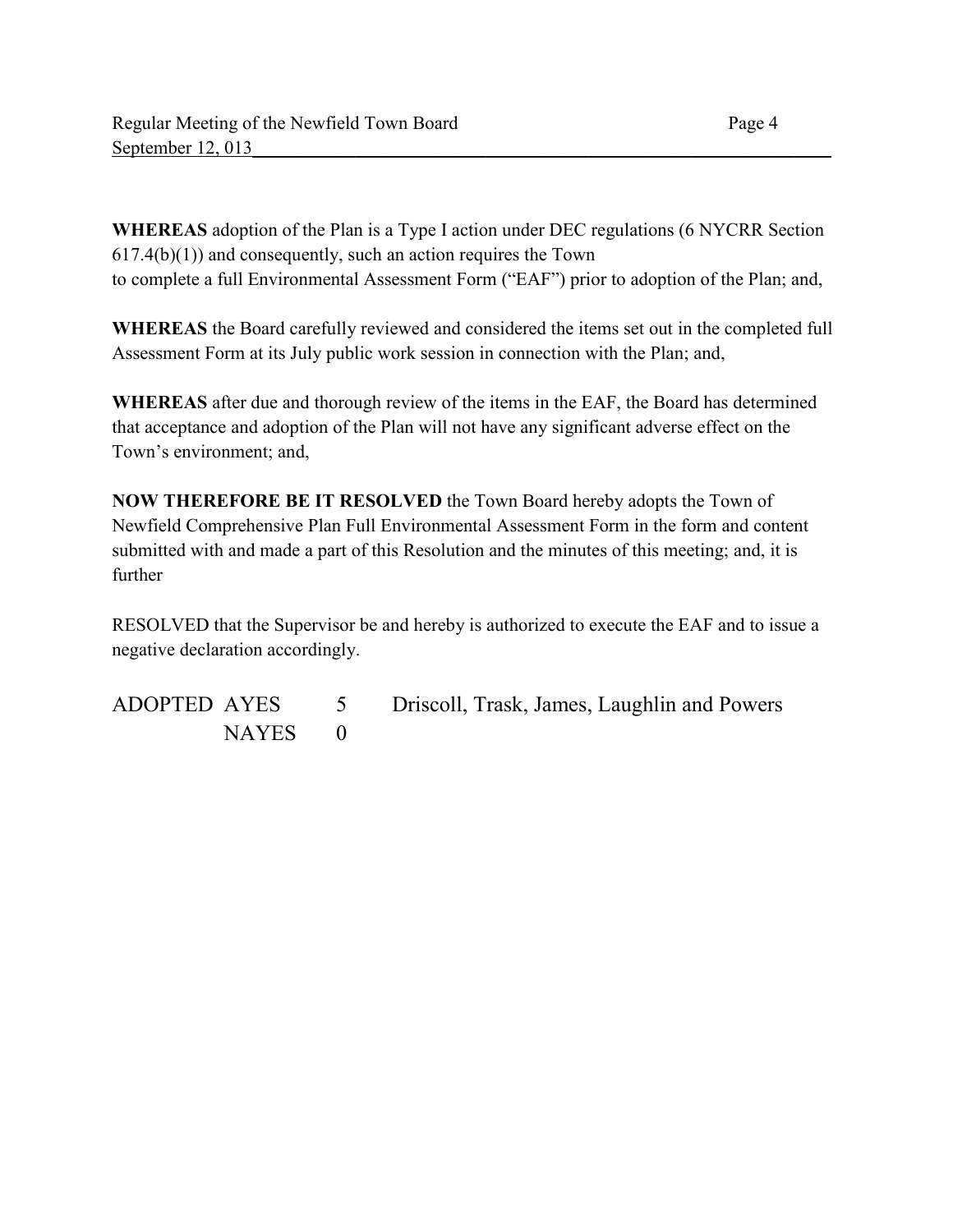**WHEREAS** adoption of the Plan is a Type I action under DEC regulations (6 NYCRR Section 617.4(b)(1)) and consequently, such an action requires the Town to complete a full Environmental Assessment Form ("EAF") prior to adoption of the Plan; and,

**WHEREAS** the Board carefully reviewed and considered the items set out in the completed full Assessment Form at its July public work session in connection with the Plan; and,

**WHEREAS** after due and thorough review of the items in the EAF, the Board has determined that acceptance and adoption of the Plan will not have any significant adverse effect on the Town's environment; and,

**NOW THEREFORE BE IT RESOLVED** the Town Board hereby adopts the Town of Newfield Comprehensive Plan Full Environmental Assessment Form in the form and content submitted with and made a part of this Resolution and the minutes of this meeting; and, it is further

RESOLVED that the Supervisor be and hereby is authorized to execute the EAF and to issue a negative declaration accordingly.

ADOPTED AYES 5 Driscoll, Trask, James, Laughlin and Powers
NAYES 0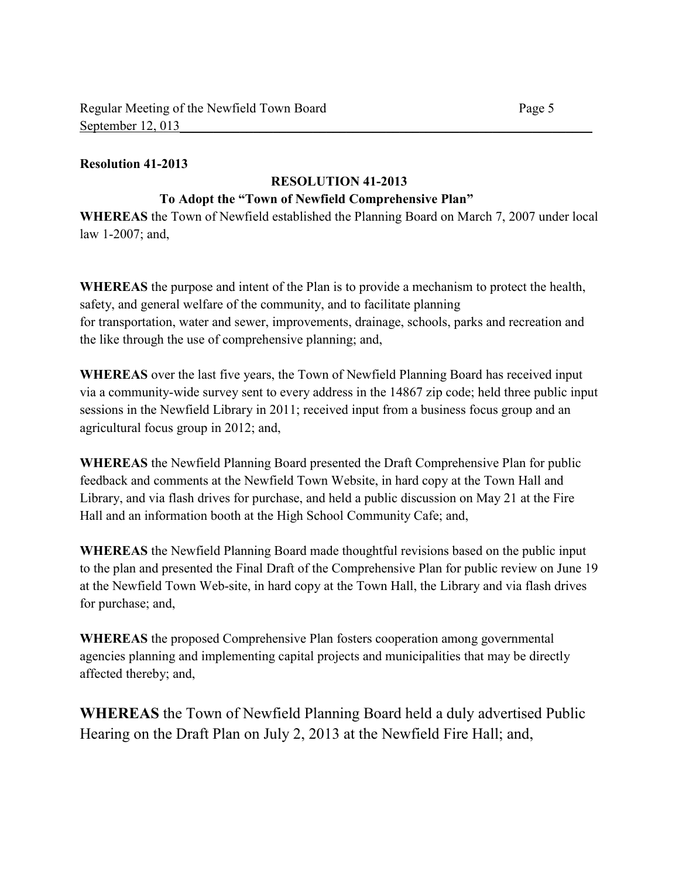**Resolution 41-2013**

**RESOLUTION 41-2013**

**To Adopt the "Town of Newfield Comprehensive Plan"**

**WHEREAS** the Town of Newfield established the Planning Board on March 7, 2007 under local law 1-2007; and,

**WHEREAS** the purpose and intent of the Plan is to provide a mechanism to protect the health, safety, and general welfare of the community, and to facilitate planning for transportation, water and sewer, improvements, drainage, schools, parks and recreation and the like through the use of comprehensive planning; and,

**WHEREAS** over the last five years, the Town of Newfield Planning Board has received input via a community-wide survey sent to every address in the 14867 zip code; held three public input sessions in the Newfield Library in 2011; received input from a business focus group and an agricultural focus group in 2012; and,

**WHEREAS** the Newfield Planning Board presented the Draft Comprehensive Plan for public feedback and comments at the Newfield Town Website, in hard copy at the Town Hall and Library, and via flash drives for purchase, and held a public discussion on May 21 at the Fire Hall and an information booth at the High School Community Cafe; and,

**WHEREAS** the Newfield Planning Board made thoughtful revisions based on the public input to the plan and presented the Final Draft of the Comprehensive Plan for public review on June 19 at the Newfield Town Web-site, in hard copy at the Town Hall, the Library and via flash drives for purchase; and,

**WHEREAS** the proposed Comprehensive Plan fosters cooperation among governmental agencies planning and implementing capital projects and municipalities that may be directly affected thereby; and,

**WHEREAS** the Town of Newfield Planning Board held a duly advertised Public Hearing on the Draft Plan on July 2, 2013 at the Newfield Fire Hall; and,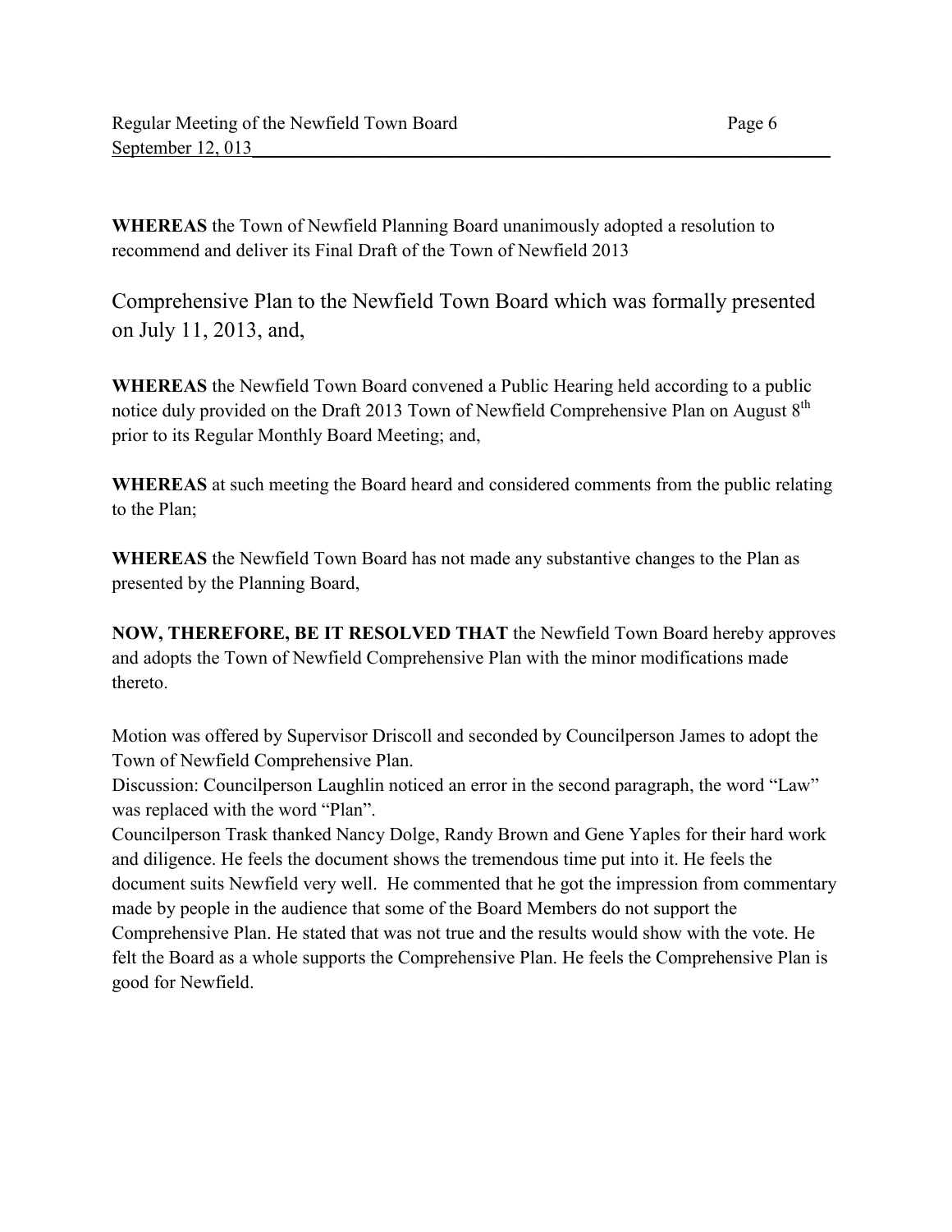**WHEREAS** the Town of Newfield Planning Board unanimously adopted a resolution to recommend and deliver its Final Draft of the Town of Newfield 2013

Comprehensive Plan to the Newfield Town Board which was formally presented on July 11, 2013, and,

**WHEREAS** the Newfield Town Board convened a Public Hearing held according to a public notice duly provided on the Draft 2013 Town of Newfield Comprehensive Plan on August 8th prior to its Regular Monthly Board Meeting; and,

**WHEREAS** at such meeting the Board heard and considered comments from the public relating to the Plan;

**WHEREAS** the Newfield Town Board has not made any substantive changes to the Plan as presented by the Planning Board,

**NOW, THEREFORE, BE IT RESOLVED THAT** the Newfield Town Board hereby approves and adopts the Town of Newfield Comprehensive Plan with the minor modifications made thereto.

Motion was offered by Supervisor Driscoll and seconded by Councilperson James to adopt the Town of Newfield Comprehensive Plan.

Discussion: Councilperson Laughlin noticed an error in the second paragraph, the word "Law" was replaced with the word "Plan".

Councilperson Trask thanked Nancy Dolge, Randy Brown and Gene Yaples for their hard work and diligence. He feels the document shows the tremendous time put into it. He feels the document suits Newfield very well. He commented that he got the impression from commentary made by people in the audience that some of the Board Members do not support the Comprehensive Plan. He stated that was not true and the results would show with the vote. He felt the Board as a whole supports the Comprehensive Plan. He feels the Comprehensive Plan is good for Newfield.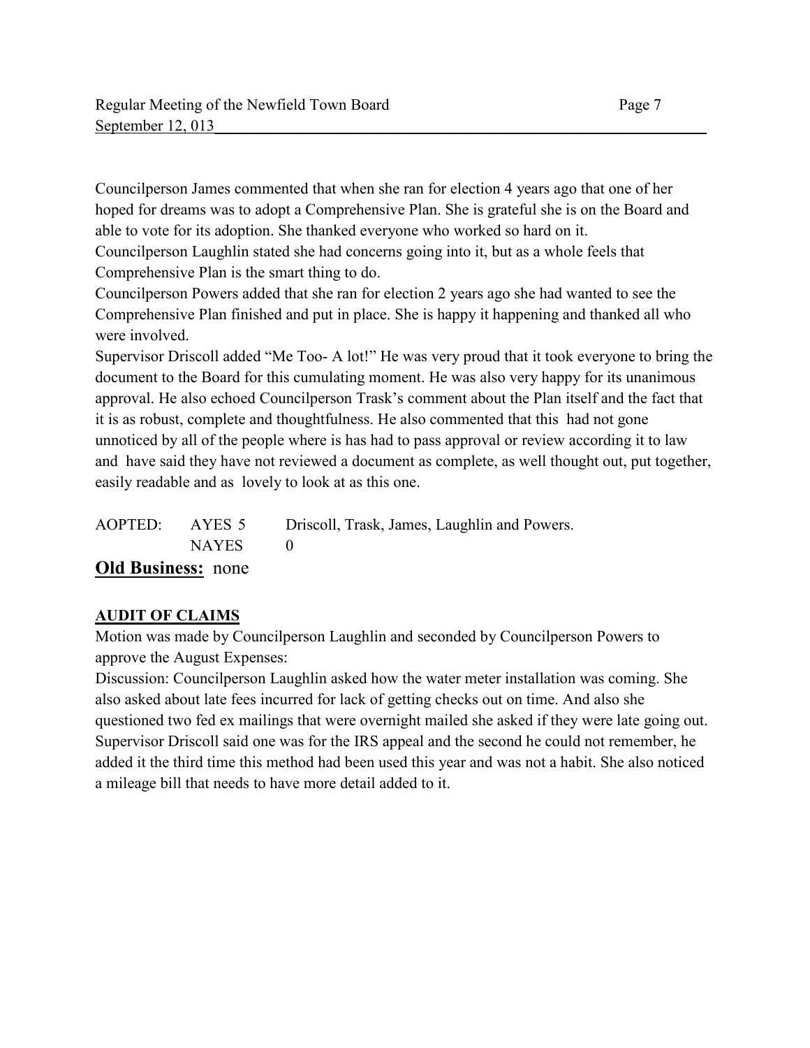Councilperson James commented that when she ran for election 4 years ago that one of her hoped for dreams was to adopt a Comprehensive Plan. She is grateful she is on the Board and able to vote for its adoption. She thanked everyone who worked so hard on it.
Councilperson Laughlin stated she had concerns going into it, but as a whole feels that Comprehensive Plan is the smart thing to do.
Councilperson Powers added that she ran for election 2 years ago she had wanted to see the Comprehensive Plan finished and put in place. She is happy it happening and thanked all who were involved.
Supervisor Driscoll added "Me Too- A lot!" He was very proud that it took everyone to bring the document to the Board for this cumulating moment. He was also very happy for its unanimous approval. He also echoed Councilperson Trask's comment about the Plan itself and the fact that it is as robust, complete and thoughtfulness. He also commented that this had not gone unnoticed by all of the people where is has had to pass approval or review according it to law and have said they have not reviewed a document as complete, as well thought out, put together, easily readable and as lovely to look at as this one.

AOPTED: AYES 5 Driscoll, Trask, James, Laughlin and Powers.
NAYES 0

**Old Business:** none

**AUDIT OF CLAIMS**

Motion was made by Councilperson Laughlin and seconded by Councilperson Powers to approve the August Expenses:
Discussion: Councilperson Laughlin asked how the water meter installation was coming. She also asked about late fees incurred for lack of getting checks out on time. And also she questioned two fed ex mailings that were overnight mailed she asked if they were late going out. Supervisor Driscoll said one was for the IRS appeal and the second he could not remember, he added it the third time this method had been used this year and was not a habit. She also noticed a mileage bill that needs to have more detail added to it.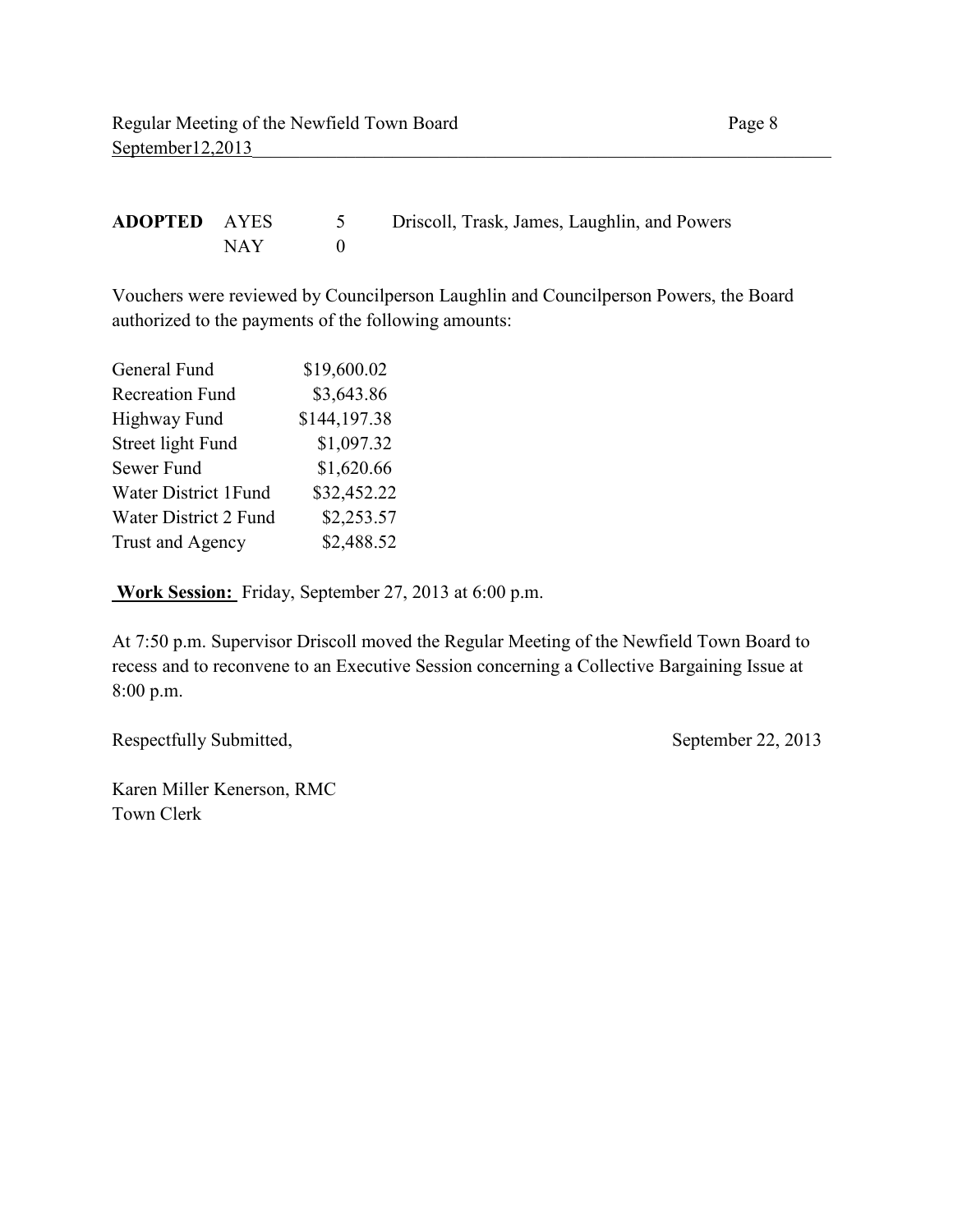| | | | |
|---|---|---|---|
| **ADOPTED** | AYES | 5 | Driscoll, Trask, James, Laughlin, and Powers |
| | NAY | 0 | |

Vouchers were reviewed by Councilperson Laughlin and Councilperson Powers, the Board authorized to the payments of the following amounts:

| | |
|---|---|
| General Fund | $19,600.02 |
| Recreation Fund | $3,643.86 |
| Highway Fund | $144,197.38 |
| Street light Fund | $1,097.32 |
| Sewer Fund | $1,620.66 |
| Water District 1Fund | $32,452.22 |
| Water District 2 Fund | $2,253.57 |
| Trust and Agency | $2,488.52 |

**Work Session:** Friday, September 27, 2013 at 6:00 p.m.

At 7:50 p.m. Supervisor Driscoll moved the Regular Meeting of the Newfield Town Board to recess and to reconvene to an Executive Session concerning a Collective Bargaining Issue at 8:00 p.m.

Respectfully Submitted, September 22, 2013

Karen Miller Kenerson, RMC
Town Clerk